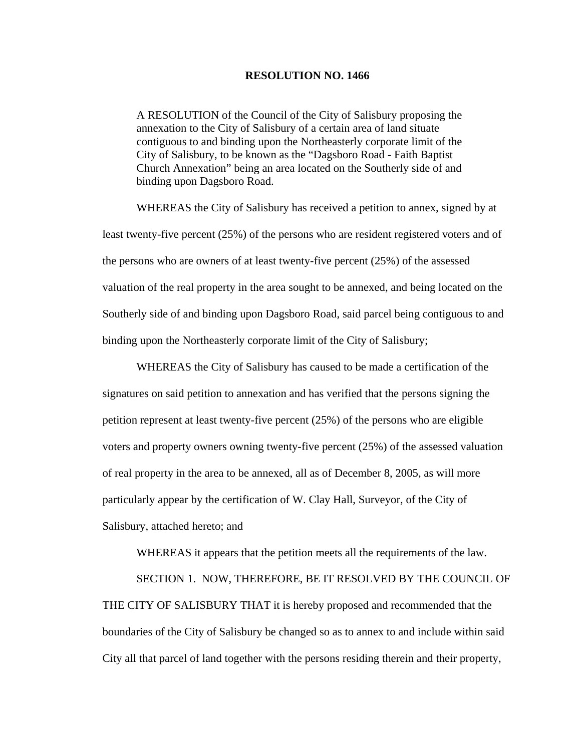# RESOLUTION NO. 1466

A RESOLUTION of the Council of the City of Salisbury proposing the annexation to the City of Salisbury of a certain area of land situate contiguous to and binding upon the Northeasterly corporate limit of the City of Salisbury, to be known as the "Dagsboro Road - Faith Baptist Church Annexation" being an area located on the Southerly side of and binding upon Dagsboro Road.

WHEREAS the City of Salisbury has received a petition to annex, signed by at least twenty-five percent (25%) of the persons who are resident registered voters and of the persons who are owners of at least twenty-five percent (25%) of the assessed valuation of the real property in the area sought to be annexed, and being located on the Southerly side of and binding upon Dagsboro Road, said parcel being contiguous to and binding upon the Northeasterly corporate limit of the City of Salisbury;

WHEREAS the City of Salisbury has caused to be made a certification of the signatures on said petition to annexation and has verified that the persons signing the petition represent at least twenty-five percent (25%) of the persons who are eligible voters and property owners owning twenty-five percent (25%) of the assessed valuation of real property in the area to be annexed, all as of December 8, 2005, as will more particularly appear by the certification of W. Clay Hall, Surveyor, of the City of Salisbury, attached hereto; and

WHEREAS it appears that the petition meets all the requirements of the law.

SECTION 1. NOW, THEREFORE, BE IT RESOLVED BY THE COUNCIL OF THE CITY OF SALISBURY THAT it is hereby proposed and recommended that the boundaries of the City of Salisbury be changed so as to annex to and include within said City all that parcel of land together with the persons residing therein and their property,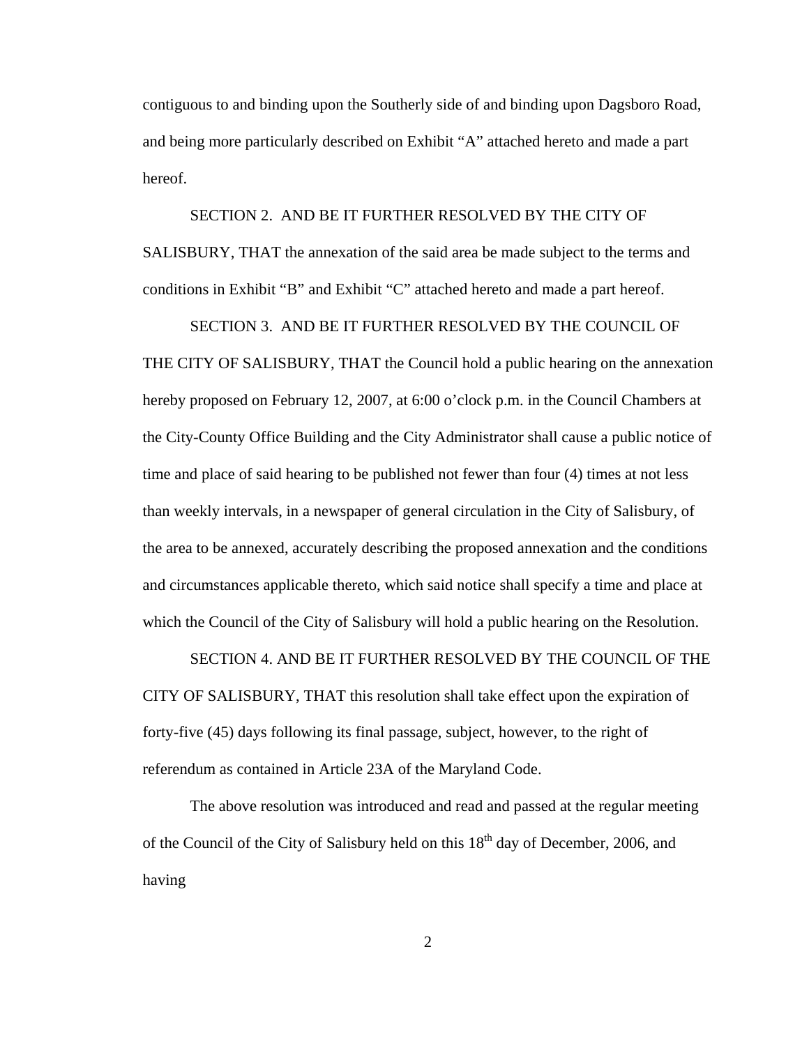contiguous to and binding upon the Southerly side of and binding upon Dagsboro Road, and being more particularly described on Exhibit "A" attached hereto and made a part hereof.

SECTION 2. AND BE IT FURTHER RESOLVED BY THE CITY OF SALISBURY, THAT the annexation of the said area be made subject to the terms and conditions in Exhibit "B" and Exhibit "C" attached hereto and made a part hereof.

SECTION 3. AND BE IT FURTHER RESOLVED BY THE COUNCIL OF THE CITY OF SALISBURY, THAT the Council hold a public hearing on the annexation hereby proposed on February 12, 2007, at 6:00 o'clock p.m. in the Council Chambers at the City-County Office Building and the City Administrator shall cause a public notice of time and place of said hearing to be published not fewer than four (4) times at not less than weekly intervals, in a newspaper of general circulation in the City of Salisbury, of the area to be annexed, accurately describing the proposed annexation and the conditions and circumstances applicable thereto, which said notice shall specify a time and place at which the Council of the City of Salisbury will hold a public hearing on the Resolution.

SECTION 4. AND BE IT FURTHER RESOLVED BY THE COUNCIL OF THE CITY OF SALISBURY, THAT this resolution shall take effect upon the expiration of forty-five (45) days following its final passage, subject, however, to the right of referendum as contained in Article 23A of the Maryland Code.

The above resolution was introduced and read and passed at the regular meeting of the Council of the City of Salisbury held on this 18th day of December, 2006, and having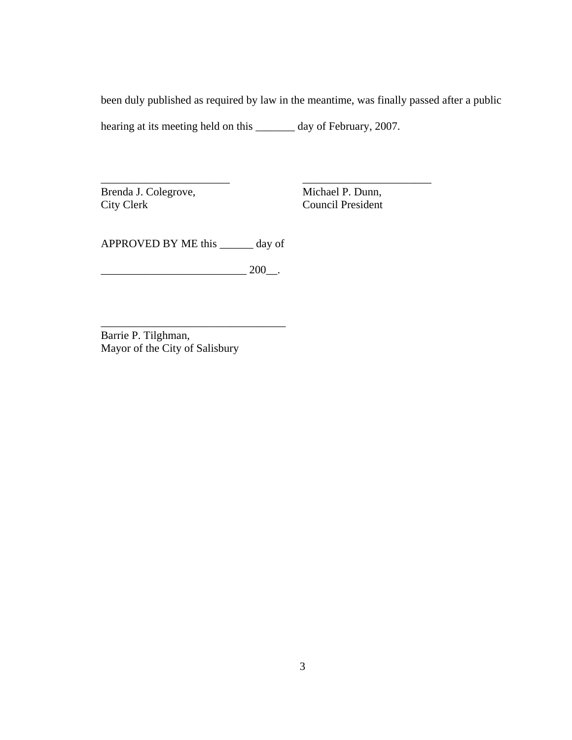been duly published as required by law in the meantime, was finally passed after a public hearing at its meeting held on this _______ day of February, 2007.

| | |
|---|---|
| _______________________ | _______________________ |
| Brenda J. Colegrove,<br>City Clerk | Michael P. Dunn,<br>Council President |

APPROVED BY ME this ______ day of

__________________________ 200__.

_________________________________

Barrie P. Tilghman,
Mayor of the City of Salisbury